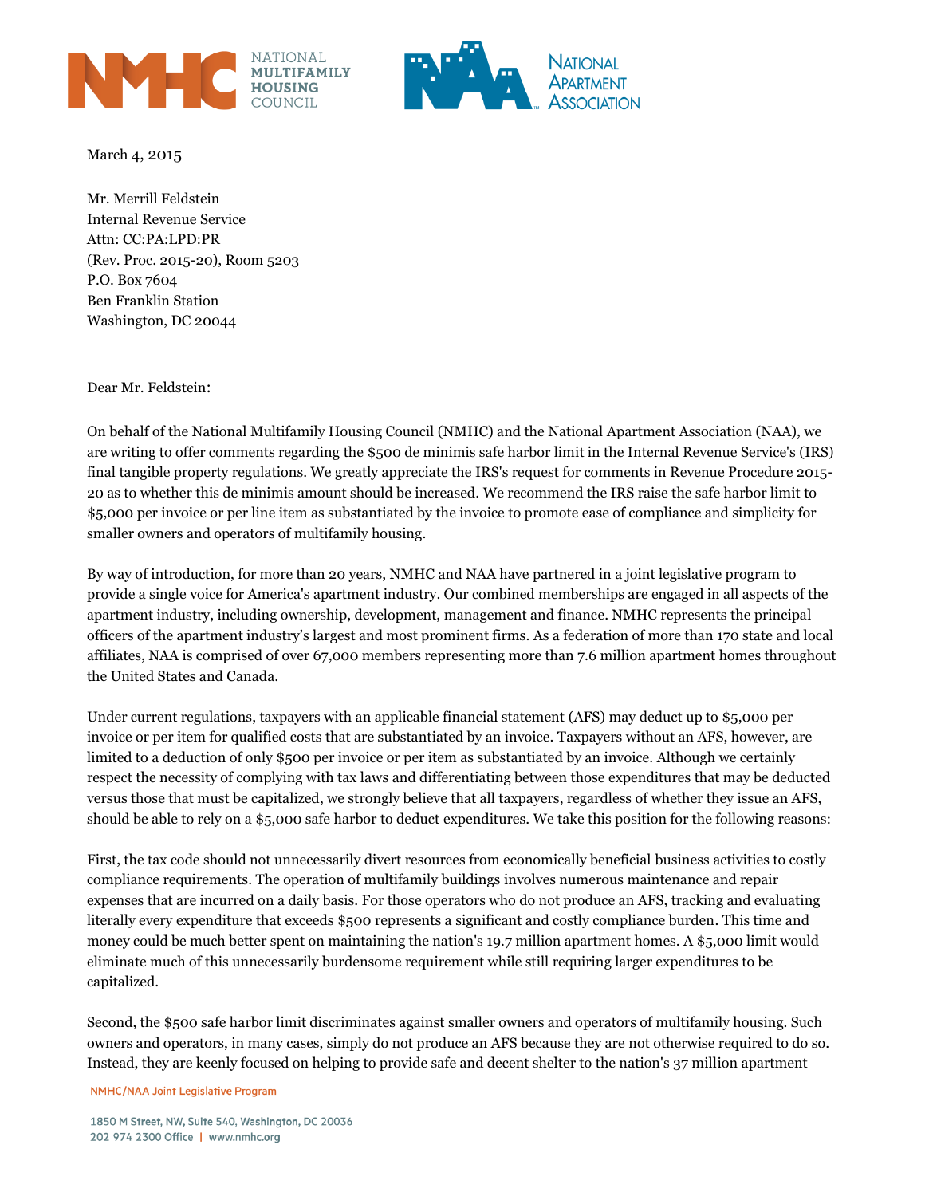NATIONAL MULTIFAMILY HOUSING COUNCIL

NATIONAL APARTMENT ASSOCIATION

March 4, 2015

Mr. Merrill Feldstein
Internal Revenue Service
Attn: CC:PA:LPD:PR
(Rev. Proc. 2015-20), Room 5203
P.O. Box 7604
Ben Franklin Station
Washington, DC 20044

Dear Mr. Feldstein:

On behalf of the National Multifamily Housing Council (NMHC) and the National Apartment Association (NAA), we are writing to offer comments regarding the $500 de minimis safe harbor limit in the Internal Revenue Service's (IRS) final tangible property regulations. We greatly appreciate the IRS's request for comments in Revenue Procedure 2015-20 as to whether this de minimis amount should be increased. We recommend the IRS raise the safe harbor limit to $5,000 per invoice or per line item as substantiated by the invoice to promote ease of compliance and simplicity for smaller owners and operators of multifamily housing.

By way of introduction, for more than 20 years, NMHC and NAA have partnered in a joint legislative program to provide a single voice for America's apartment industry. Our combined memberships are engaged in all aspects of the apartment industry, including ownership, development, management and finance. NMHC represents the principal officers of the apartment industry's largest and most prominent firms. As a federation of more than 170 state and local affiliates, NAA is comprised of over 67,000 members representing more than 7.6 million apartment homes throughout the United States and Canada.

Under current regulations, taxpayers with an applicable financial statement (AFS) may deduct up to $5,000 per invoice or per item for qualified costs that are substantiated by an invoice. Taxpayers without an AFS, however, are limited to a deduction of only $500 per invoice or per item as substantiated by an invoice. Although we certainly respect the necessity of complying with tax laws and differentiating between those expenditures that may be deducted versus those that must be capitalized, we strongly believe that all taxpayers, regardless of whether they issue an AFS, should be able to rely on a $5,000 safe harbor to deduct expenditures. We take this position for the following reasons:

First, the tax code should not unnecessarily divert resources from economically beneficial business activities to costly compliance requirements. The operation of multifamily buildings involves numerous maintenance and repair expenses that are incurred on a daily basis. For those operators who do not produce an AFS, tracking and evaluating literally every expenditure that exceeds $500 represents a significant and costly compliance burden. This time and money could be much better spent on maintaining the nation's 19.7 million apartment homes. A $5,000 limit would eliminate much of this unnecessarily burdensome requirement while still requiring larger expenditures to be capitalized.

Second, the $500 safe harbor limit discriminates against smaller owners and operators of multifamily housing. Such owners and operators, in many cases, simply do not produce an AFS because they are not otherwise required to do so. Instead, they are keenly focused on helping to provide safe and decent shelter to the nation's 37 million apartment

NMHC/NAA Joint Legislative Program

1850 M Street, NW, Suite 540, Washington, DC 20036
202 974 2300 Office | www.nmhc.org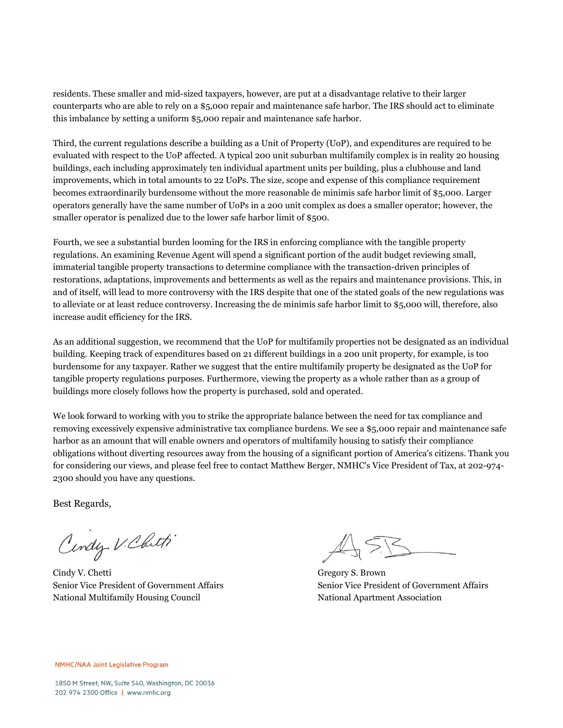residents. These smaller and mid-sized taxpayers, however, are put at a disadvantage relative to their larger counterparts who are able to rely on a $5,000 repair and maintenance safe harbor. The IRS should act to eliminate this imbalance by setting a uniform $5,000 repair and maintenance safe harbor.

Third, the current regulations describe a building as a Unit of Property (UoP), and expenditures are required to be evaluated with respect to the UoP affected. A typical 200 unit suburban multifamily complex is in reality 20 housing buildings, each including approximately ten individual apartment units per building, plus a clubhouse and land improvements, which in total amounts to 22 UoPs. The size, scope and expense of this compliance requirement becomes extraordinarily burdensome without the more reasonable de minimis safe harbor limit of $5,000. Larger operators generally have the same number of UoPs in a 200 unit complex as does a smaller operator; however, the smaller operator is penalized due to the lower safe harbor limit of $500.

Fourth, we see a substantial burden looming for the IRS in enforcing compliance with the tangible property regulations. An examining Revenue Agent will spend a significant portion of the audit budget reviewing small, immaterial tangible property transactions to determine compliance with the transaction-driven principles of restorations, adaptations, improvements and betterments as well as the repairs and maintenance provisions. This, in and of itself, will lead to more controversy with the IRS despite that one of the stated goals of the new regulations was to alleviate or at least reduce controversy. Increasing the de minimis safe harbor limit to $5,000 will, therefore, also increase audit efficiency for the IRS.

As an additional suggestion, we recommend that the UoP for multifamily properties not be designated as an individual building. Keeping track of expenditures based on 21 different buildings in a 200 unit property, for example, is too burdensome for any taxpayer. Rather we suggest that the entire multifamily property be designated as the UoP for tangible property regulations purposes. Furthermore, viewing the property as a whole rather than as a group of buildings more closely follows how the property is purchased, sold and operated.

We look forward to working with you to strike the appropriate balance between the need for tax compliance and removing excessively expensive administrative tax compliance burdens. We see a $5,000 repair and maintenance safe harbor as an amount that will enable owners and operators of multifamily housing to satisfy their compliance obligations without diverting resources away from the housing of a significant portion of America's citizens. Thank you for considering our views, and please feel free to contact Matthew Berger, NMHC's Vice President of Tax, at 202-974-2300 should you have any questions.

Best Regards,

Cindy V. Chetti
Senior Vice President of Government Affairs
National Multifamily Housing Council

Gregory S. Brown
Senior Vice President of Government Affairs
National Apartment Association

NMHC/NAA Joint Legislative Program

1850 M Street, NW, Suite 540, Washington, DC 20036
202 974 2300 Office | www.nmhc.org